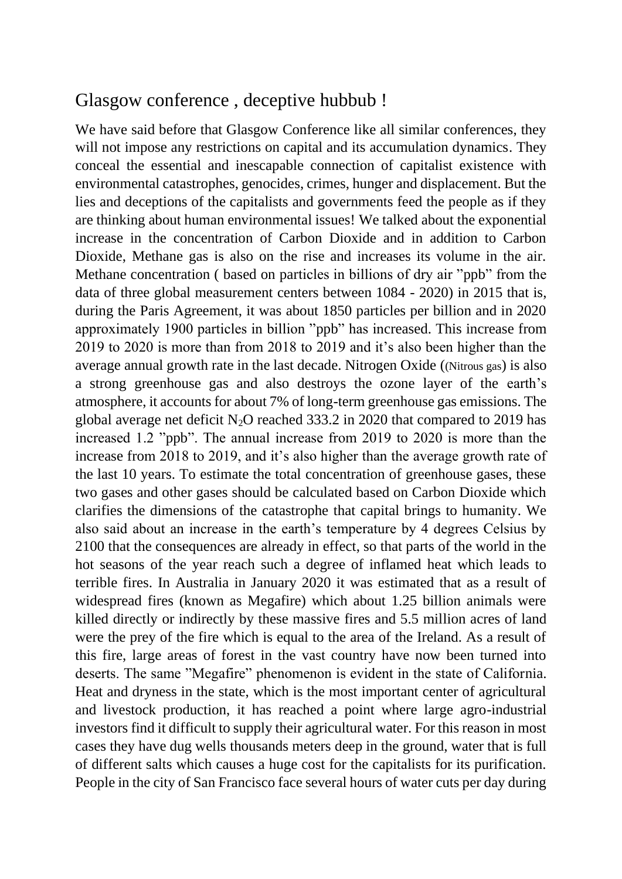# Glasgow conference , deceptive hubbub !

We have said before that Glasgow Conference like all similar conferences, they will not impose any restrictions on capital and its accumulation dynamics. They conceal the essential and inescapable connection of capitalist existence with environmental catastrophes, genocides, crimes, hunger and displacement. But the lies and deceptions of the capitalists and governments feed the people as if they are thinking about human environmental issues! We talked about the exponential increase in the concentration of Carbon Dioxide and in addition to Carbon Dioxide, Methane gas is also on the rise and increases its volume in the air. Methane concentration ( based on particles in billions of dry air "ppb" from the data of three global measurement centers between 1084 - 2020) in 2015 that is, during the Paris Agreement, it was about 1850 particles per billion and in 2020 approximately 1900 particles in billion "ppb" has increased. This increase from 2019 to 2020 is more than from 2018 to 2019 and it's also been higher than the average annual growth rate in the last decade. Nitrogen Oxide ((Nitrous gas) is also a strong greenhouse gas and also destroys the ozone layer of the earth's atmosphere, it accounts for about 7% of long-term greenhouse gas emissions. The global average net deficit $N_2O$ reached 333.2 in 2020 that compared to 2019 has increased 1.2 "ppb". The annual increase from 2019 to 2020 is more than the increase from 2018 to 2019, and it's also higher than the average growth rate of the last 10 years. To estimate the total concentration of greenhouse gases, these two gases and other gases should be calculated based on Carbon Dioxide which clarifies the dimensions of the catastrophe that capital brings to humanity. We also said about an increase in the earth's temperature by 4 degrees Celsius by 2100 that the consequences are already in effect, so that parts of the world in the hot seasons of the year reach such a degree of inflamed heat which leads to terrible fires. In Australia in January 2020 it was estimated that as a result of widespread fires (known as Megafire) which about 1.25 billion animals were killed directly or indirectly by these massive fires and 5.5 million acres of land were the prey of the fire which is equal to the area of the Ireland. As a result of this fire, large areas of forest in the vast country have now been turned into deserts. The same "Megafire" phenomenon is evident in the state of California. Heat and dryness in the state, which is the most important center of agricultural and livestock production, it has reached a point where large agro-industrial investors find it difficult to supply their agricultural water. For this reason in most cases they have dug wells thousands meters deep in the ground, water that is full of different salts which causes a huge cost for the capitalists for its purification. People in the city of San Francisco face several hours of water cuts per day during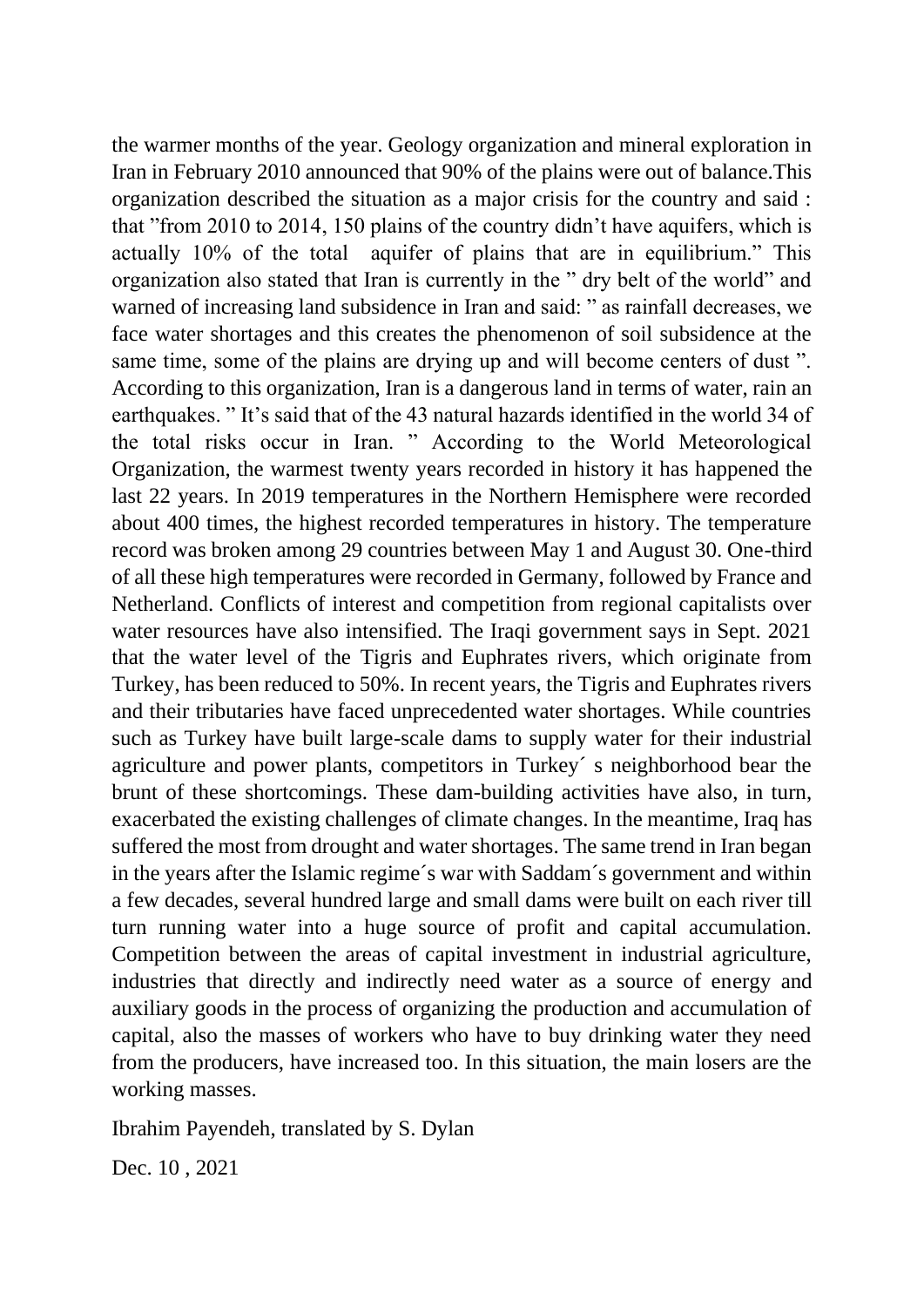the warmer months of the year. Geology organization and mineral exploration in Iran in February 2010 announced that 90% of the plains were out of balance.This organization described the situation as a major crisis for the country and said : that "from 2010 to 2014, 150 plains of the country didn't have aquifers, which is actually 10% of the total aquifer of plains that are in equilibrium." This organization also stated that Iran is currently in the " dry belt of the world" and warned of increasing land subsidence in Iran and said: " as rainfall decreases, we face water shortages and this creates the phenomenon of soil subsidence at the same time, some of the plains are drying up and will become centers of dust ". According to this organization, Iran is a dangerous land in terms of water, rain an earthquakes. " It's said that of the 43 natural hazards identified in the world 34 of the total risks occur in Iran. " According to the World Meteorological Organization, the warmest twenty years recorded in history it has happened the last 22 years. In 2019 temperatures in the Northern Hemisphere were recorded about 400 times, the highest recorded temperatures in history. The temperature record was broken among 29 countries between May 1 and August 30. One-third of all these high temperatures were recorded in Germany, followed by France and Netherland. Conflicts of interest and competition from regional capitalists over water resources have also intensified. The Iraqi government says in Sept. 2021 that the water level of the Tigris and Euphrates rivers, which originate from Turkey, has been reduced to 50%. In recent years, the Tigris and Euphrates rivers and their tributaries have faced unprecedented water shortages. While countries such as Turkey have built large-scale dams to supply water for their industrial agriculture and power plants, competitors in Turkey´ s neighborhood bear the brunt of these shortcomings. These dam-building activities have also, in turn, exacerbated the existing challenges of climate changes. In the meantime, Iraq has suffered the most from drought and water shortages. The same trend in Iran began in the years after the Islamic regime´s war with Saddam´s government and within a few decades, several hundred large and small dams were built on each river till turn running water into a huge source of profit and capital accumulation. Competition between the areas of capital investment in industrial agriculture, industries that directly and indirectly need water as a source of energy and auxiliary goods in the process of organizing the production and accumulation of capital, also the masses of workers who have to buy drinking water they need from the producers, have increased too. In this situation, the main losers are the working masses.

Ibrahim Payendeh, translated by S. Dylan

Dec. 10 , 2021